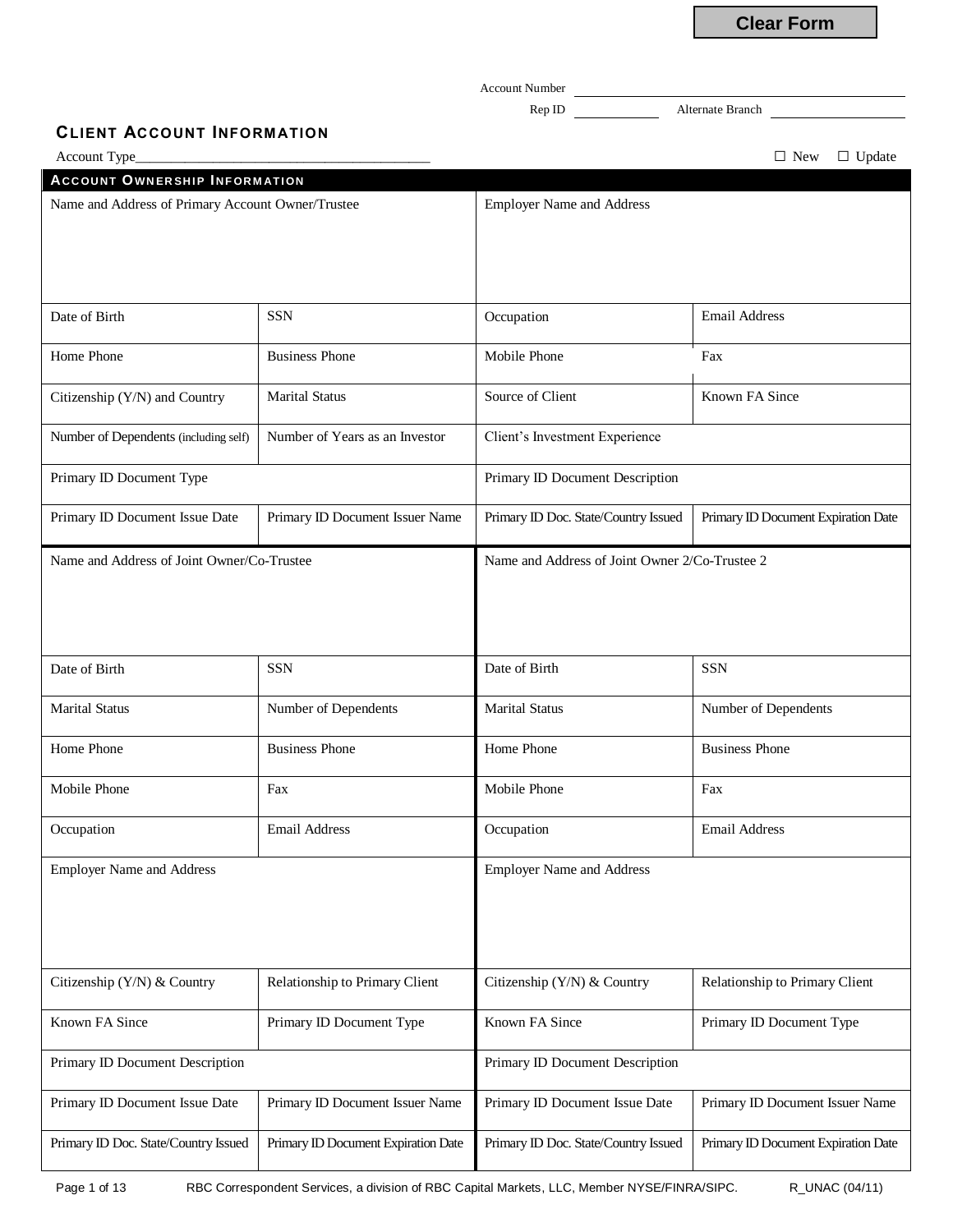Clear Form

Account Number ____________________

Rep ID ____________ Alternate Branch ____________

## CLIENT ACCOUNT INFORMATION

Account Type________________________________________ ☐ New ☐ Update

### ACCOUNT OWNERSHIP INFORMATION

| Name and Address of Primary Account Owner/Trustee | | Employer Name and Address | |
|---|---|---|---|
| Date of Birth | SSN | Occupation | Email Address |
| Home Phone | Business Phone | Mobile Phone | Fax |
| Citizenship (Y/N) and Country | Marital Status | Source of Client | Known FA Since |
| Number of Dependents (including self) | Number of Years as an Investor | Client's Investment Experience | |
| Primary ID Document Type | | Primary ID Document Description | |
| Primary ID Document Issue Date | Primary ID Document Issuer Name | Primary ID Doc. State/Country Issued | Primary ID Document Expiration Date |

| Name and Address of Joint Owner/Co-Trustee | | Name and Address of Joint Owner 2/Co-Trustee 2 | |
|---|---|---|---|
| Date of Birth | SSN | Date of Birth | SSN |
| Marital Status | Number of Dependents | Marital Status | Number of Dependents |
| Home Phone | Business Phone | Home Phone | Business Phone |
| Mobile Phone | Fax | Mobile Phone | Fax |
| Occupation | Email Address | Occupation | Email Address |
| Employer Name and Address | | Employer Name and Address | |
| Citizenship (Y/N) & Country | Relationship to Primary Client | Citizenship (Y/N) & Country | Relationship to Primary Client |
| Known FA Since | Primary ID Document Type | Known FA Since | Primary ID Document Type |
| Primary ID Document Description | | Primary ID Document Description | |
| Primary ID Document Issue Date | Primary ID Document Issuer Name | Primary ID Document Issue Date | Primary ID Document Issuer Name |
| Primary ID Doc. State/Country Issued | Primary ID Document Expiration Date | Primary ID Doc. State/Country Issued | Primary ID Document Expiration Date |

RBC Correspondent Services, a division of RBC Capital Markets, LLC, Member NYSE/FINRA/SIPC. R_UNAC (04/11)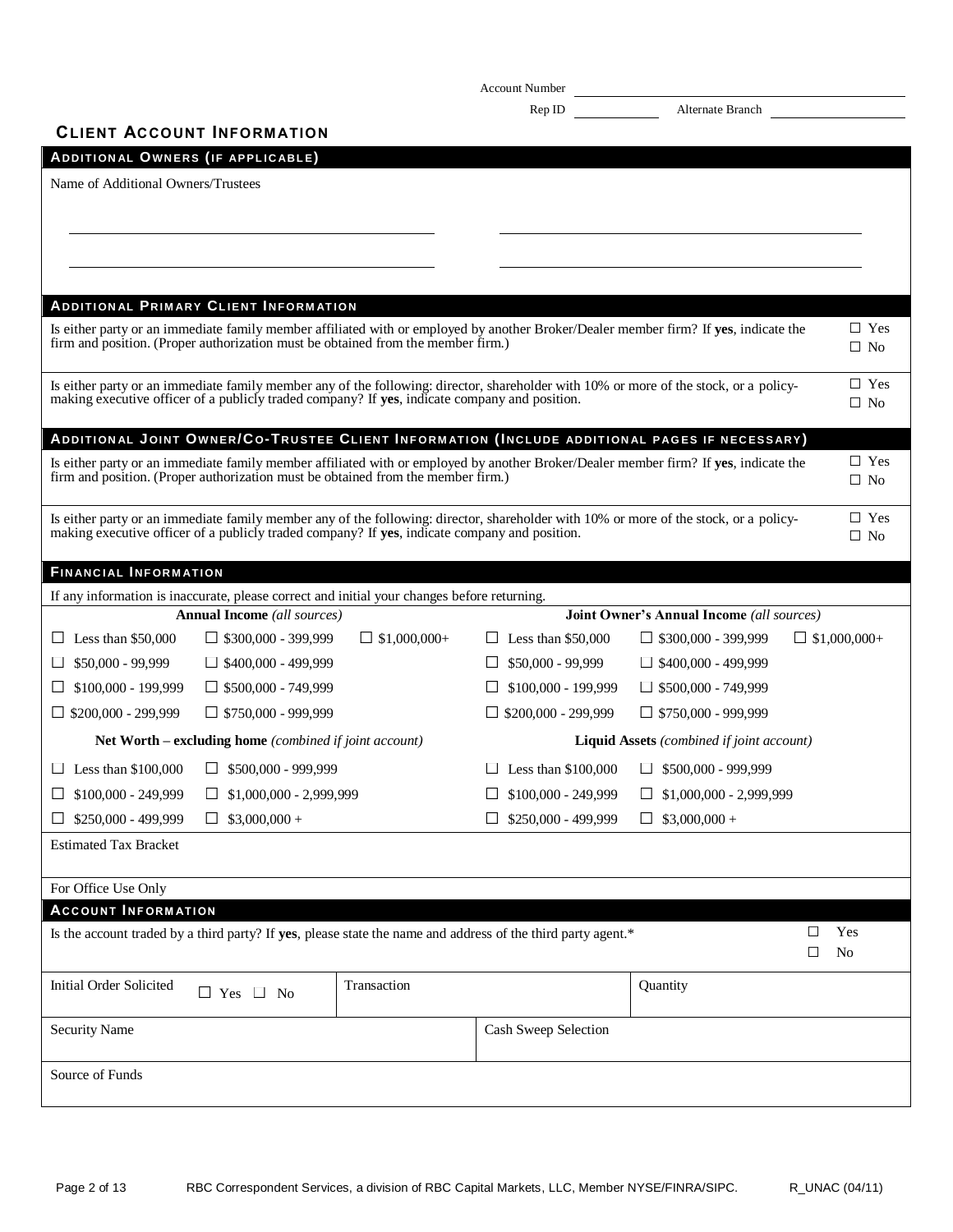Account Number ____________________

Rep ID ____________ Alternate Branch ____________________

## CLIENT ACCOUNT INFORMATION

### ADDITIONAL OWNERS (IF APPLICABLE)

Name of Additional Owners/Trustees

______________________________ ______________________________

______________________________ ______________________________

### ADDITIONAL PRIMARY CLIENT INFORMATION

Is either party or an immediate family member affiliated with or employed by another Broker/Dealer member firm? If **yes**, indicate the firm and position. (Proper authorization must be obtained from the member firm.) ☐ Yes ☐ No

Is either party or an immediate family member any of the following: director, shareholder with 10% or more of the stock, or a policy-making executive officer of a publicly traded company? If **yes**, indicate company and position. ☐ Yes ☐ No

### ADDITIONAL JOINT OWNER/CO-TRUSTEE CLIENT INFORMATION (INCLUDE ADDITIONAL PAGES IF NECESSARY)

Is either party or an immediate family member affiliated with or employed by another Broker/Dealer member firm? If **yes**, indicate the firm and position. (Proper authorization must be obtained from the member firm.) ☐ Yes ☐ No

Is either party or an immediate family member any of the following: director, shareholder with 10% or more of the stock, or a policy-making executive officer of a publicly traded company? If **yes**, indicate company and position. ☐ Yes ☐ No

### FINANCIAL INFORMATION

If any information is inaccurate, please correct and initial your changes before returning.

| **Annual Income** *(all sources)* | | | **Joint Owner's Annual Income** *(all sources)* | | |
|---|---|---|---|---|---|
| ☐ Less than $50,000 | ☐ $300,000 - 399,999 | ☐ $1,000,000+ | ☐ Less than $50,000 | ☐ $300,000 - 399,999 | ☐ $1,000,000+ |
| ☐ $50,000 - 99,999 | ☐ $400,000 - 499,999 | | ☐ $50,000 - 99,999 | ☐ $400,000 - 499,999 | |
| ☐ $100,000 - 199,999 | ☐ $500,000 - 749,999 | | ☐ $100,000 - 199,999 | ☐ $500,000 - 749,999 | |
| ☐ $200,000 - 299,999 | ☐ $750,000 - 999,999 | | ☐ $200,000 - 299,999 | ☐ $750,000 - 999,999 | |

| **Net Worth – excluding home** *(combined if joint account)* | | **Liquid Assets** *(combined if joint account)* | |
|---|---|---|---|
| ☐ Less than $100,000 | ☐ $500,000 - 999,999 | ☐ Less than $100,000 | ☐ $500,000 - 999,999 |
| ☐ $100,000 - 249,999 | ☐ $1,000,000 - 2,999,999 | ☐ $100,000 - 249,999 | ☐ $1,000,000 - 2,999,999 |
| ☐ $250,000 - 499,999 | ☐ $3,000,000 + | ☐ $250,000 - 499,999 | ☐ $3,000,000 + |

Estimated Tax Bracket

For Office Use Only

### ACCOUNT INFORMATION

Is the account traded by a third party? If **yes**, please state the name and address of the third party agent.* ☐ Yes ☐ No

| Initial Order Solicited ☐ Yes ☐ No | Transaction | Quantity |
|---|---|---|
| **Security Name** | **Cash Sweep Selection** | |
| **Source of Funds** | | |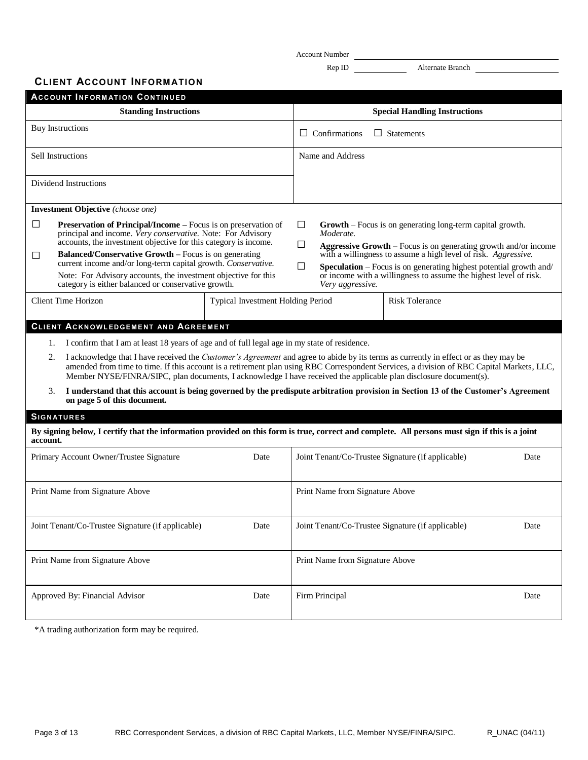Account Number ______________________

Rep ID ____________ Alternate Branch ____________

## CLIENT ACCOUNT INFORMATION

### ACCOUNT INFORMATION CONTINUED

| Standing Instructions | Special Handling Instructions |
|---|---|
| Buy Instructions | ☐ Confirmations ☐ Statements |
| Sell Instructions | Name and Address |
| Dividend Instructions | |

**Investment Objective** *(choose one)*

- ☐ **Preservation of Principal/Income –** Focus is on preservation of principal and income. *Very conservative.* Note: For Advisory accounts, the investment objective for this category is income.
- ☐ **Balanced/Conservative Growth –** Focus is on generating current income and/or long-term capital growth. *Conservative.* Note: For Advisory accounts, the investment objective for this category is either balanced or conservative growth.
- ☐ **Growth** – Focus is on generating long-term capital growth. *Moderate.*
- ☐ **Aggressive Growth** – Focus is on generating growth and/or income with a willingness to assume a high level of risk. *Aggressive.*
- ☐ **Speculation** – Focus is on generating highest potential growth and/ or income with a willingness to assume the highest level of risk. *Very aggressive.*

| Client Time Horizon | Typical Investment Holding Period | Risk Tolerance |
|---|---|---|
| | | |

### CLIENT ACKNOWLEDGEMENT AND AGREEMENT

1. I confirm that I am at least 18 years of age and of full legal age in my state of residence.
2. I acknowledge that I have received the *Customer's Agreement* and agree to abide by its terms as currently in effect or as they may be amended from time to time. If this account is a retirement plan using RBC Correspondent Services, a division of RBC Capital Markets, LLC, Member NYSE/FINRA/SIPC, plan documents, I acknowledge I have received the applicable plan disclosure document(s).
3. **I understand that this account is being governed by the predispute arbitration provision in Section 13 of the Customer's Agreement on page 5 of this document.**

### SIGNATURES

**By signing below, I certify that the information provided on this form is true, correct and complete. All persons must sign if this is a joint account.**

| | | | |
|---|---|---|---|
| Primary Account Owner/Trustee Signature | Date | Joint Tenant/Co-Trustee Signature (if applicable) | Date |
| Print Name from Signature Above | | Print Name from Signature Above | |
| Joint Tenant/Co-Trustee Signature (if applicable) | Date | Joint Tenant/Co-Trustee Signature (if applicable) | Date |
| Print Name from Signature Above | | Print Name from Signature Above | |
| Approved By: Financial Advisor | Date | Firm Principal | Date |

*A trading authorization form may be required.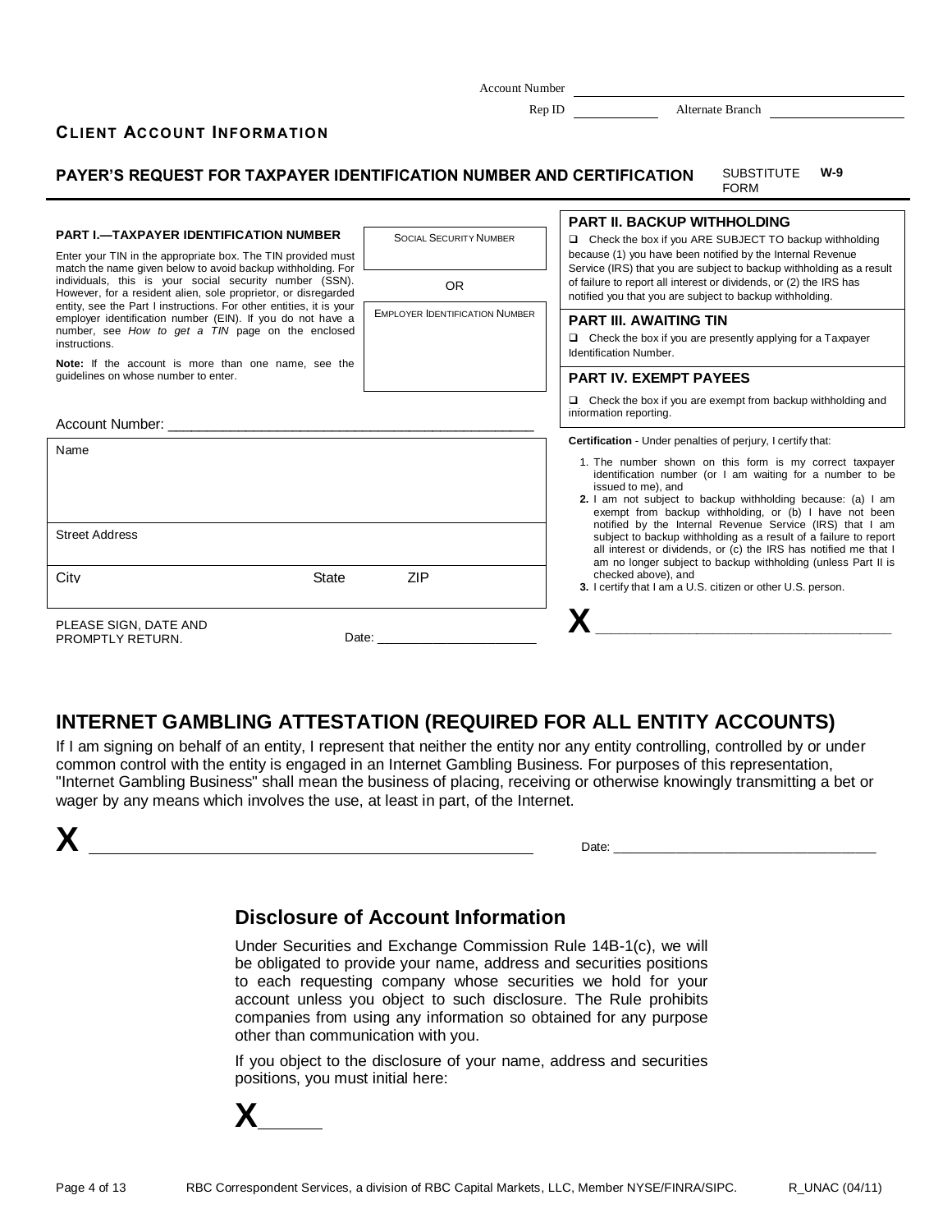Account Number ____________________

Rep ID __________ Alternate Branch ____________

**CLIENT ACCOUNT INFORMATION**

## PAYER'S REQUEST FOR TAXPAYER IDENTIFICATION NUMBER AND CERTIFICATION

SUBSTITUTE FORM **W-9**

**PART I.—TAXPAYER IDENTIFICATION NUMBER**

Enter your TIN in the appropriate box. The TIN provided must match the name given below to avoid backup withholding. For individuals, this is your social security number (SSN). However, for a resident alien, sole proprietor, or disregarded entity, see the Part I instructions. For other entities, it is your employer identification number (EIN). If you do not have a number, see *How to get a TIN* page on the enclosed instructions.

**Note:** If the account is more than one name, see the guidelines on whose number to enter.

SOCIAL SECURITY NUMBER

OR

EMPLOYER IDENTIFICATION NUMBER

Account Number: ______________________________________________

| Name | | |
|---|---|---|
| Street Address | | |
| City | State | ZIP |

PLEASE SIGN, DATE AND PROMPTLY RETURN. Date: ______________________

**PART II. BACKUP WITHHOLDING**

❑ Check the box if you ARE SUBJECT TO backup withholding because (1) you have been notified by the Internal Revenue Service (IRS) that you are subject to backup withholding as a result of failure to report all interest or dividends, or (2) the IRS has notified you that you are subject to backup withholding.

**PART III. AWAITING TIN**

❑ Check the box if you are presently applying for a Taxpayer Identification Number.

**PART IV. EXEMPT PAYEES**

❑ Check the box if you are exempt from backup withholding and information reporting.

**Certification** - Under penalties of perjury, I certify that:

1. The number shown on this form is my correct taxpayer identification number (or I am waiting for a number to be issued to me), and
2. I am not subject to backup withholding because: (a) I am exempt from backup withholding, or (b) I have not been notified by the Internal Revenue Service (IRS) that I am subject to backup withholding as a result of a failure to report all interest or dividends, or (c) the IRS has notified me that I am no longer subject to backup withholding (unless Part II is checked above), and
3. I certify that I am a U.S. citizen or other U.S. person.

**X** ________________________________________

## INTERNET GAMBLING ATTESTATION (REQUIRED FOR ALL ENTITY ACCOUNTS)

If I am signing on behalf of an entity, I represent that neither the entity nor any entity controlling, controlled by or under common control with the entity is engaged in an Internet Gambling Business. For purposes of this representation, "Internet Gambling Business" shall mean the business of placing, receiving or otherwise knowingly transmitting a bet or wager by any means which involves the use, at least in part, of the Internet.

**X** ______________________________________________ Date: ____________________________________

## Disclosure of Account Information

Under Securities and Exchange Commission Rule 14B-1(c), we will be obligated to provide your name, address and securities positions to each requesting company whose securities we hold for your account unless you object to such disclosure. The Rule prohibits companies from using any information so obtained for any purpose other than communication with you.

If you object to the disclosure of your name, address and securities positions, you must initial here:

**X** _____

RBC Correspondent Services, a division of RBC Capital Markets, LLC, Member NYSE/FINRA/SIPC. R_UNAC (04/11)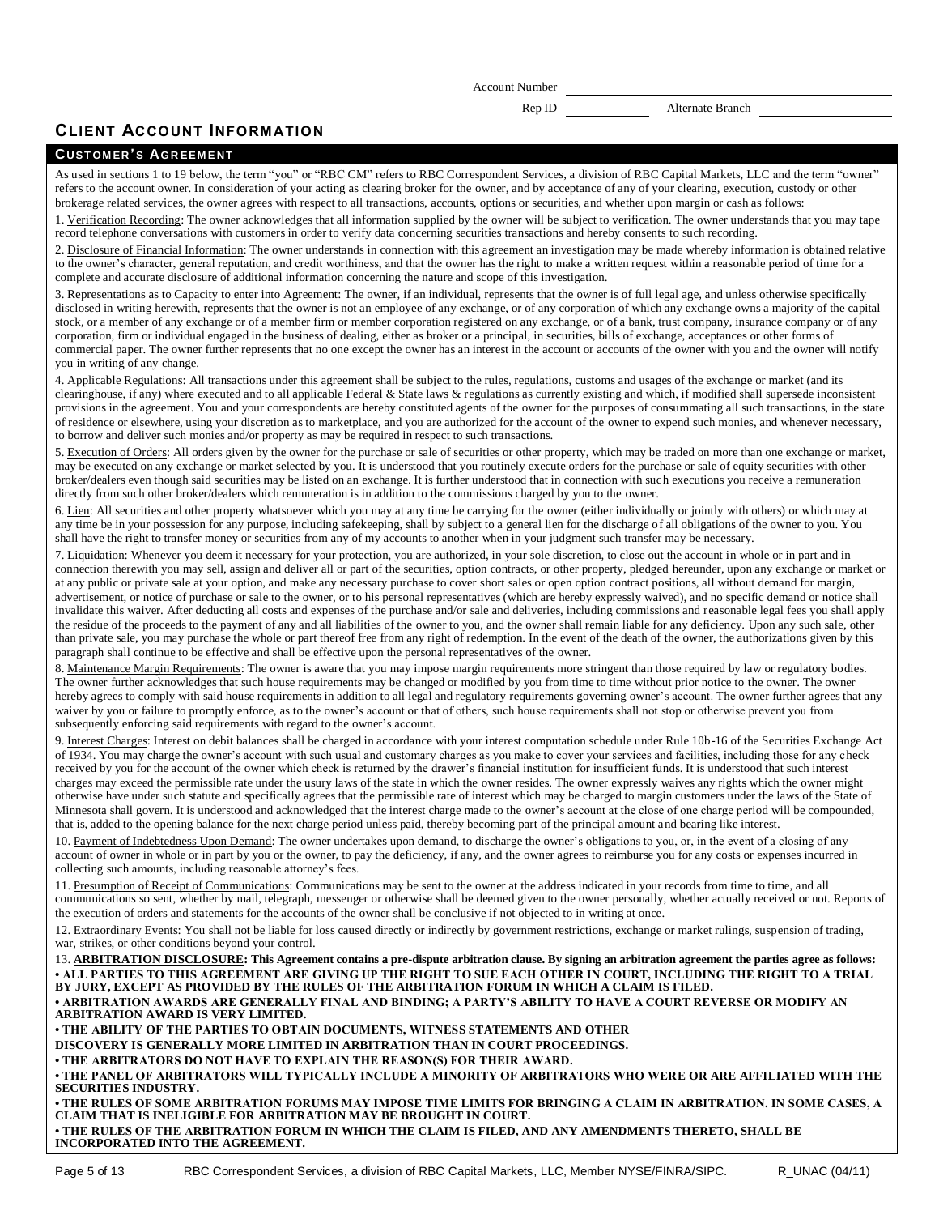Account Number \_\_\_\_\_\_\_\_\_\_\_\_\_\_\_\_\_\_\_\_

Rep ID \_\_\_\_\_\_\_\_\_\_ Alternate Branch \_\_\_\_\_\_\_\_\_\_\_\_\_\_\_

## CLIENT ACCOUNT INFORMATION

### CUSTOMER'S AGREEMENT

As used in sections 1 to 19 below, the term "you" or "RBC CM" refers to RBC Correspondent Services, a division of RBC Capital Markets, LLC and the term "owner" refers to the account owner. In consideration of your acting as clearing broker for the owner, and by acceptance of any of your clearing, execution, custody or other brokerage related services, the owner agrees with respect to all transactions, accounts, options or securities, and whether upon margin or cash as follows:

1. Verification Recording: The owner acknowledges that all information supplied by the owner will be subject to verification. The owner understands that you may tape record telephone conversations with customers in order to verify data concerning securities transactions and hereby consents to such recording.

2. Disclosure of Financial Information: The owner understands in connection with this agreement an investigation may be made whereby information is obtained relative to the owner's character, general reputation, and credit worthiness, and that the owner has the right to make a written request within a reasonable period of time for a complete and accurate disclosure of additional information concerning the nature and scope of this investigation.

3. Representations as to Capacity to enter into Agreement: The owner, if an individual, represents that the owner is of full legal age, and unless otherwise specifically disclosed in writing herewith, represents that the owner is not an employee of any exchange, or of any corporation of which any exchange owns a majority of the capital stock, or a member of any exchange or of a member firm or member corporation registered on any exchange, or of a bank, trust company, insurance company or of any corporation, firm or individual engaged in the business of dealing, either as broker or a principal, in securities, bills of exchange, acceptances or other forms of commercial paper. The owner further represents that no one except the owner has an interest in the account or accounts of the owner with you and the owner will notify you in writing of any change.

4. Applicable Regulations: All transactions under this agreement shall be subject to the rules, regulations, customs and usages of the exchange or market (and its clearinghouse, if any) where executed and to all applicable Federal & State laws & regulations as currently existing and which, if modified shall supersede inconsistent provisions in the agreement. You and your correspondents are hereby constituted agents of the owner for the purposes of consummating all such transactions, in the state of residence or elsewhere, using your discretion as to marketplace, and you are authorized for the account of the owner to expend such monies, and whenever necessary, to borrow and deliver such monies and/or property as may be required in respect to such transactions.

5. Execution of Orders: All orders given by the owner for the purchase or sale of securities or other property, which may be traded on more than one exchange or market, may be executed on any exchange or market selected by you. It is understood that you routinely execute orders for the purchase or sale of equity securities with other broker/dealers even though said securities may be listed on an exchange. It is further understood that in connection with such executions you receive a remuneration directly from such other broker/dealers which remuneration is in addition to the commissions charged by you to the owner.

6. Lien: All securities and other property whatsoever which you may at any time be carrying for the owner (either individually or jointly with others) or which may at any time be in your possession for any purpose, including safekeeping, shall by subject to a general lien for the discharge of all obligations of the owner to you. You shall have the right to transfer money or securities from any of my accounts to another when in your judgment such transfer may be necessary.

7. Liquidation: Whenever you deem it necessary for your protection, you are authorized, in your sole discretion, to close out the account in whole or in part and in connection therewith you may sell, assign and deliver all or part of the securities, option contracts, or other property, pledged hereunder, upon any exchange or market or at any public or private sale at your option, and make any necessary purchase to cover short sales or open option contract positions, all without demand for margin, advertisement, or notice of purchase or sale to the owner, or to his personal representatives (which are hereby expressly waived), and no specific demand or notice shall invalidate this waiver. After deducting all costs and expenses of the purchase and/or sale and deliveries, including commissions and reasonable legal fees you shall apply the residue of the proceeds to the payment of any and all liabilities of the owner to you, and the owner shall remain liable for any deficiency. Upon any such sale, other than private sale, you may purchase the whole or part thereof free from any right of redemption. In the event of the death of the owner, the authorizations given by this paragraph shall continue to be effective and shall be effective upon the personal representatives of the owner.

8. Maintenance Margin Requirements: The owner is aware that you may impose margin requirements more stringent than those required by law or regulatory bodies. The owner further acknowledges that such house requirements may be changed or modified by you from time to time without prior notice to the owner. The owner hereby agrees to comply with said house requirements in addition to all legal and regulatory requirements governing owner's account. The owner further agrees that any waiver by you or failure to promptly enforce, as to the owner's account or that of others, such house requirements shall not stop or otherwise prevent you from subsequently enforcing said requirements with regard to the owner's account.

9. Interest Charges: Interest on debit balances shall be charged in accordance with your interest computation schedule under Rule 10b-16 of the Securities Exchange Act of 1934. You may charge the owner's account with such usual and customary charges as you make to cover your services and facilities, including those for any check received by you for the account of the owner which check is returned by the drawer's financial institution for insufficient funds. It is understood that such interest charges may exceed the permissible rate under the usury laws of the state in which the owner resides. The owner expressly waives any rights which the owner might otherwise have under such statute and specifically agrees that the permissible rate of interest which may be charged to margin customers under the laws of the State of Minnesota shall govern. It is understood and acknowledged that the interest charge made to the owner's account at the close of one charge period will be compounded, that is, added to the opening balance for the next charge period unless paid, thereby becoming part of the principal amount and bearing like interest.

10. Payment of Indebtedness Upon Demand: The owner undertakes upon demand, to discharge the owner's obligations to you, or, in the event of a closing of any account of owner in whole or in part by you or the owner, to pay the deficiency, if any, and the owner agrees to reimburse you for any costs or expenses incurred in collecting such amounts, including reasonable attorney's fees.

11. Presumption of Receipt of Communications: Communications may be sent to the owner at the address indicated in your records from time to time, and all communications so sent, whether by mail, telegraph, messenger or otherwise shall be deemed given to the owner personally, whether actually received or not. Reports of the execution of orders and statements for the accounts of the owner shall be conclusive if not objected to in writing at once.

12. Extraordinary Events: You shall not be liable for loss caused directly or indirectly by government restrictions, exchange or market rulings, suspension of trading, war, strikes, or other conditions beyond your control.

13. **ARBITRATION DISCLOSURE: This Agreement contains a pre-dispute arbitration clause. By signing an arbitration agreement the parties agree as follows:**

- **ALL PARTIES TO THIS AGREEMENT ARE GIVING UP THE RIGHT TO SUE EACH OTHER IN COURT, INCLUDING THE RIGHT TO A TRIAL BY JURY, EXCEPT AS PROVIDED BY THE RULES OF THE ARBITRATION FORUM IN WHICH A CLAIM IS FILED.**
- **ARBITRATION AWARDS ARE GENERALLY FINAL AND BINDING; A PARTY'S ABILITY TO HAVE A COURT REVERSE OR MODIFY AN ARBITRATION AWARD IS VERY LIMITED.**
- **THE ABILITY OF THE PARTIES TO OBTAIN DOCUMENTS, WITNESS STATEMENTS AND OTHER DISCOVERY IS GENERALLY MORE LIMITED IN ARBITRATION THAN IN COURT PROCEEDINGS.**
- **THE ARBITRATORS DO NOT HAVE TO EXPLAIN THE REASON(S) FOR THEIR AWARD.**
- **THE PANEL OF ARBITRATORS WILL TYPICALLY INCLUDE A MINORITY OF ARBITRATORS WHO WERE OR ARE AFFILIATED WITH THE SECURITIES INDUSTRY.**
- **THE RULES OF SOME ARBITRATION FORUMS MAY IMPOSE TIME LIMITS FOR BRINGING A CLAIM IN ARBITRATION. IN SOME CASES, A CLAIM THAT IS INELIGIBLE FOR ARBITRATION MAY BE BROUGHT IN COURT.**
- **THE RULES OF THE ARBITRATION FORUM IN WHICH THE CLAIM IS FILED, AND ANY AMENDMENTS THERETO, SHALL BE INCORPORATED INTO THE AGREEMENT.**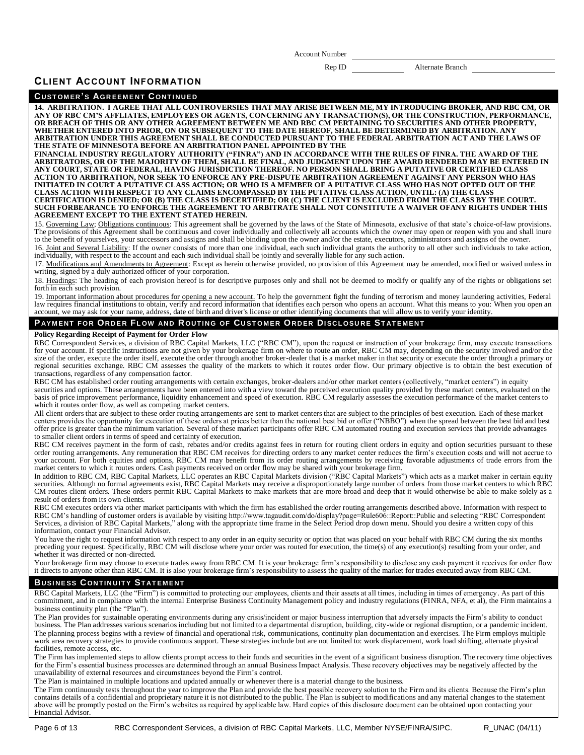Account Number ______________________

Rep ID __________ Alternate Branch ______________

# CLIENT ACCOUNT INFORMATION

## CUSTOMER'S AGREEMENT CONTINUED

**14. ARBITRATION. I AGREE THAT ALL CONTROVERSIES THAT MAY ARISE BETWEEN ME, MY INTRODUCING BROKER, AND RBC CM, OR ANY OF RBC CM'S AFFILIATES, EMPLOYEES OR AGENTS, CONCERNING ANY TRANSACTION(S), OR THE CONSTRUCTION, PERFORMANCE, OR BREACH OF THIS OR ANY OTHER AGREEMENT BETWEEN ME AND RBC CM PERTAINING TO SECURITIES AND OTHER PROPERTY, WHETHER ENTERED INTO PRIOR, ON OR SUBSEQUENT TO THE DATE HEREOF, SHALL BE DETERMINED BY ARBITRATION. ANY ARBITRATION UNDER THIS AGREEMENT SHALL BE CONDUCTED PURSUANT TO THE FEDERAL ARBITRATION ACT AND THE LAWS OF THE STATE OF MINNESOTA BEFORE AN ARBITRATION PANEL APPOINTED BY THE FINANCIAL INDUSTRY REGULATORY AUTHORITY ("FINRA") AND IN ACCORDANCE WITH THE RULES OF FINRA. THE AWARD OF THE ARBITRATORS, OR OF THE MAJORITY OF THEM, SHALL BE FINAL, AND JUDGMENT UPON THE AWARD RENDERED MAY BE ENTERED IN ANY COURT, STATE OR FEDERAL, HAVING JURISDICTION THEREOF. NO PERSON SHALL BRING A PUTATIVE OR CERTIFIED CLASS ACTION TO ARBITRATION, NOR SEEK TO ENFORCE ANY PRE-DISPUTE ARBITRATION AGREEMENT AGAINST ANY PERSON WHO HAS INITIATED IN COURT A PUTATIVE CLASS ACTION; OR WHO IS A MEMBER OF A PUTATIVE CLASS WHO HAS NOT OPTED OUT OF THE CLASS ACTION WITH RESPECT TO ANY CLAIMS ENCOMPASSED BY THE PUTATIVE CLASS ACTION, UNTIL: (A) THE CLASS CERTIFICATION IS DENIED; OR (B) THE CLASS IS DECERTIFIED; OR (C) THE CLIENT IS EXCLUDED FROM THE CLASS BY THE COURT. SUCH FORBEARANCE TO ENFORCE THE AGREEMENT TO ARBITRATE SHALL NOT CONSTITUTE A WAIVER OFANY RIGHTS UNDER THIS AGREEMENT EXCEPT TO THE EXTENT STATED HEREIN.**

15. Governing Law; Obligations continuous: This agreement shall be governed by the laws of the State of Minnesota, exclusive of that state's choice-of-law provisions. The provisions of this Agreement shall be continuous and cover individually and collectively all accounts which the owner may open or reopen with you and shall inure to the benefit of yourselves, your successors and assigns and shall be binding upon the owner and/or the estate, executors, administrators and assigns of the owner.

16. Joint and Several Liability: If the owner consists of more than one individual, each such individual grants the authority to all other such individuals to take action, individually, with respect to the account and each such individual shall be jointly and severally liable for any such action.

17. Modifications and Amendments to Agreement: Except as herein otherwise provided, no provision of this Agreement may be amended, modified or waived unless in writing, signed by a duly authorized officer of your corporation.

18. Headings: The heading of each provision hereof is for descriptive purposes only and shall not be deemed to modify or qualify any of the rights or obligations set forth in each such provision.

19. Important information about procedures for opening a new account. To help the government fight the funding of terrorism and money laundering activities, Federal law requires financial institutions to obtain, verify and record information that identifies each person who opens an account. What this means to you: When you open an account, we may ask for your name, address, date of birth and driver's license or other identifying documents that will allow us to verify your identity.

## PAYMENT FOR ORDER FLOW AND ROUTING OF CUSTOMER ORDER DISCLOSURE STATEMENT

**Policy Regarding Receipt of Payment for Order Flow**

RBC Correspondent Services, a division of RBC Capital Markets, LLC ("RBC CM"), upon the request or instruction of your brokerage firm, may execute transactions for your account. If specific instructions are not given by your brokerage firm on where to route an order, RBC CM may, depending on the security involved and/or the size of the order, execute the order itself, execute the order through another broker-dealer that is a market maker in that security or execute the order through a primary or regional securities exchange. RBC CM assesses the quality of the markets to which it routes order flow. Our primary objective is to obtain the best execution of transactions, regardless of any compensation factor.

RBC CM has established order routing arrangements with certain exchanges, broker-dealers and/or other market centers (collectively, "market centers") in equity securities and options. These arrangements have been entered into with a view toward the perceived execution quality provided by these market centers, evaluated on the basis of price improvement performance, liquidity enhancement and speed of execution. RBC CM regularly assesses the execution performance of the market centers to which it routes order flow, as well as competing market centers.

All client orders that are subject to these order routing arrangements are sent to market centers that are subject to the principles of best execution. Each of these market centers provides the opportunity for execution of these orders at prices better than the national best bid or offer ("NBBO") when the spread between the best bid and best offer price is greater than the minimum variation. Several of these market participants offer RBC CM automated routing and execution services that provide advantages to smaller client orders in terms of speed and certainty of execution.

RBC CM receives payment in the form of cash, rebates and/or credits against fees in return for routing client orders in equity and option securities pursuant to these order routing arrangements. Any remuneration that RBC CM receives for directing orders to any market center reduces the firm's execution costs and will not accrue to your account. For both equities and options, RBC CM may benefit from its order routing arrangements by receiving favorable adjustments of trade errors from the market centers to which it routes orders. Cash payments received on order flow may be shared with your brokerage firm.

In addition to RBC CM, RBC Capital Markets, LLC operates an RBC Capital Markets division ("RBC Capital Markets") which acts as a market maker in certain equity securities. Although no formal agreements exist, RBC Capital Markets may receive a disproportionately large number of orders from those market centers to which RBC CM routes client orders. These orders permit RBC Capital Markets to make markets that are more broad and deep that it would otherwise be able to make solely as a result of orders from its own clients.

RBC CM executes orders via other market participants with which the firm has established the order routing arrangements described above. Information with respect to RBC CM's handling of customer orders is available by visiting http://www.tagaudit.com/do/display?page=Rule606::Report::Public and selecting "RBC Correspondent Services, a division of RBC Capital Markets," along with the appropriate time frame in the Select Period drop down menu. Should you desire a written copy of this information, contact your Financial Advisor.

You have the right to request information with respect to any order in an equity security or option that was placed on your behalf with RBC CM during the six months preceding your request. Specifically, RBC CM will disclose where your order was routed for execution, the time(s) of any execution(s) resulting from your order, and whether it was directed or non-directed.

Your brokerage firm may choose to execute trades away from RBC CM. It is your brokerage firm's responsibility to disclose any cash payment it receives for order flow it directs to anyone other than RBC CM. It is also your brokerage firm's responsibility to assess the quality of the market for trades executed away from RBC CM.

## BUSINESS CONTINUITY STATEMENT

RBC Capital Markets, LLC (the "Firm") is committed to protecting our employees, clients and their assets at all times, including in times of emergency. As part of this commitment, and in compliance with the internal Enterprise Business Continuity Management policy and industry regulations (FINRA, NFA, et al), the Firm maintains a business continuity plan (the "Plan").

The Plan provides for sustainable operating environments during any crisis/incident or major business interruption that adversely impacts the Firm's ability to conduct business. The Plan addresses various scenarios including but not limited to a departmental disruption, building, city-wide or regional disruption, or a pandemic incident. The planning process begins with a review of financial and operational risk, communications, continuity plan documentation and exercises. The Firm employs multiple work area recovery strategies to provide continuous support. These strategies include but are not limited to: work displacement, work load shifting, alternate physical facilities, remote access, etc.

The Firm has implemented steps to allow clients prompt access to their funds and securities in the event of a significant business disruption. The recovery time objectives for the Firm's essential business processes are determined through an annual Business Impact Analysis. These recovery objectives may be negatively affected by the unavailability of external resources and circumstances beyond the Firm's control.

The Plan is maintained in multiple locations and updated annually or whenever there is a material change to the business.

The Firm continuously tests throughout the year to improve the Plan and provide the best possible recovery solution to the Firm and its clients. Because the Firm's plan contains details of a confidential and proprietary nature it is not distributed to the public. The Plan is subject to modifications and any material changes to the statement above will be promptly posted on the Firm's websites as required by applicable law. Hard copies of this disclosure document can be obtained upon contacting your Financial Advisor.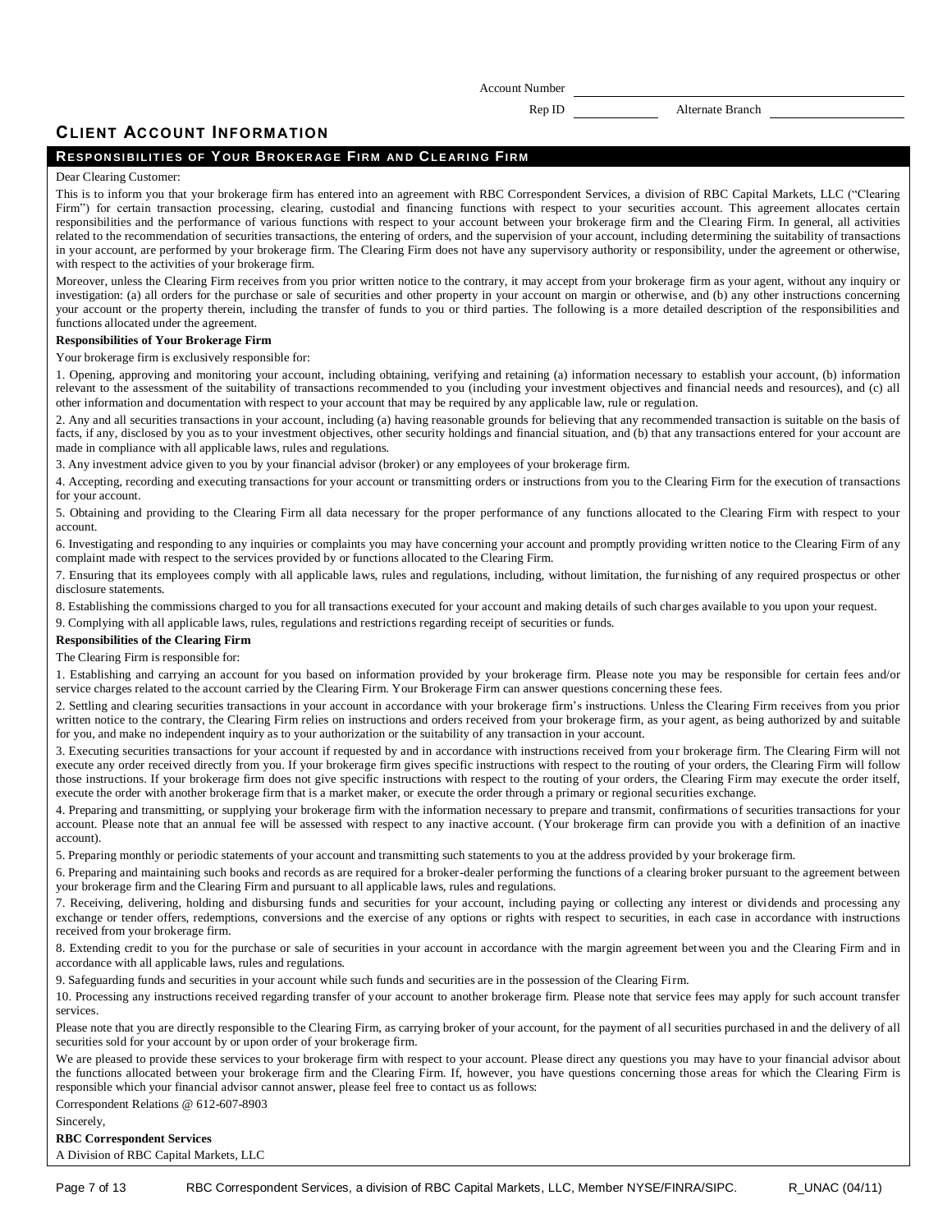Account Number ____________________

Rep ID __________ Alternate Branch __________

## CLIENT ACCOUNT INFORMATION

### RESPONSIBILITIES OF YOUR BROKERAGE FIRM AND CLEARING FIRM

Dear Clearing Customer:

This is to inform you that your brokerage firm has entered into an agreement with RBC Correspondent Services, a division of RBC Capital Markets, LLC ("Clearing Firm") for certain transaction processing, clearing, custodial and financing functions with respect to your securities account. This agreement allocates certain responsibilities and the performance of various functions with respect to your account between your brokerage firm and the Clearing Firm. In general, all activities related to the recommendation of securities transactions, the entering of orders, and the supervision of your account, including determining the suitability of transactions in your account, are performed by your brokerage firm. The Clearing Firm does not have any supervisory authority or responsibility, under the agreement or otherwise, with respect to the activities of your brokerage firm.

Moreover, unless the Clearing Firm receives from you prior written notice to the contrary, it may accept from your brokerage firm as your agent, without any inquiry or investigation: (a) all orders for the purchase or sale of securities and other property in your account on margin or otherwise, and (b) any other instructions concerning your account or the property therein, including the transfer of funds to you or third parties. The following is a more detailed description of the responsibilities and functions allocated under the agreement.

**Responsibilities of Your Brokerage Firm**

Your brokerage firm is exclusively responsible for:

1. Opening, approving and monitoring your account, including obtaining, verifying and retaining (a) information necessary to establish your account, (b) information relevant to the assessment of the suitability of transactions recommended to you (including your investment objectives and financial needs and resources), and (c) all other information and documentation with respect to your account that may be required by any applicable law, rule or regulation.

2. Any and all securities transactions in your account, including (a) having reasonable grounds for believing that any recommended transaction is suitable on the basis of facts, if any, disclosed by you as to your investment objectives, other security holdings and financial situation, and (b) that any transactions entered for your account are made in compliance with all applicable laws, rules and regulations.

3. Any investment advice given to you by your financial advisor (broker) or any employees of your brokerage firm.

4. Accepting, recording and executing transactions for your account or transmitting orders or instructions from you to the Clearing Firm for the execution of transactions for your account.

5. Obtaining and providing to the Clearing Firm all data necessary for the proper performance of any functions allocated to the Clearing Firm with respect to your account.

6. Investigating and responding to any inquiries or complaints you may have concerning your account and promptly providing written notice to the Clearing Firm of any complaint made with respect to the services provided by or functions allocated to the Clearing Firm.

7. Ensuring that its employees comply with all applicable laws, rules and regulations, including, without limitation, the furnishing of any required prospectus or other disclosure statements.

8. Establishing the commissions charged to you for all transactions executed for your account and making details of such charges available to you upon your request.

9. Complying with all applicable laws, rules, regulations and restrictions regarding receipt of securities or funds.

**Responsibilities of the Clearing Firm**

The Clearing Firm is responsible for:

1. Establishing and carrying an account for you based on information provided by your brokerage firm. Please note you may be responsible for certain fees and/or service charges related to the account carried by the Clearing Firm. Your Brokerage Firm can answer questions concerning these fees.

2. Settling and clearing securities transactions in your account in accordance with your brokerage firm's instructions. Unless the Clearing Firm receives from you prior written notice to the contrary, the Clearing Firm relies on instructions and orders received from your brokerage firm, as your agent, as being authorized by and suitable for you, and make no independent inquiry as to your authorization or the suitability of any transaction in your account.

3. Executing securities transactions for your account if requested by and in accordance with instructions received from your brokerage firm. The Clearing Firm will not execute any order received directly from you. If your brokerage firm gives specific instructions with respect to the routing of your orders, the Clearing Firm will follow those instructions. If your brokerage firm does not give specific instructions with respect to the routing of your orders, the Clearing Firm may execute the order itself, execute the order with another brokerage firm that is a market maker, or execute the order through a primary or regional securities exchange.

4. Preparing and transmitting, or supplying your brokerage firm with the information necessary to prepare and transmit, confirmations of securities transactions for your account. Please note that an annual fee will be assessed with respect to any inactive account. (Your brokerage firm can provide you with a definition of an inactive account).

5. Preparing monthly or periodic statements of your account and transmitting such statements to you at the address provided by your brokerage firm.

6. Preparing and maintaining such books and records as are required for a broker-dealer performing the functions of a clearing broker pursuant to the agreement between your brokerage firm and the Clearing Firm and pursuant to all applicable laws, rules and regulations.

7. Receiving, delivering, holding and disbursing funds and securities for your account, including paying or collecting any interest or dividends and processing any exchange or tender offers, redemptions, conversions and the exercise of any options or rights with respect to securities, in each case in accordance with instructions received from your brokerage firm.

8. Extending credit to you for the purchase or sale of securities in your account in accordance with the margin agreement between you and the Clearing Firm and in accordance with all applicable laws, rules and regulations.

9. Safeguarding funds and securities in your account while such funds and securities are in the possession of the Clearing Firm.

10. Processing any instructions received regarding transfer of your account to another brokerage firm. Please note that service fees may apply for such account transfer services.

Please note that you are directly responsible to the Clearing Firm, as carrying broker of your account, for the payment of all securities purchased in and the delivery of all securities sold for your account by or upon order of your brokerage firm.

We are pleased to provide these services to your brokerage firm with respect to your account. Please direct any questions you may have to your financial advisor about the functions allocated between your brokerage firm and the Clearing Firm. If, however, you have questions concerning those areas for which the Clearing Firm is responsible which your financial advisor cannot answer, please feel free to contact us as follows:

Correspondent Relations @ 612-607-8903

Sincerely,

**RBC Correspondent Services**

A Division of RBC Capital Markets, LLC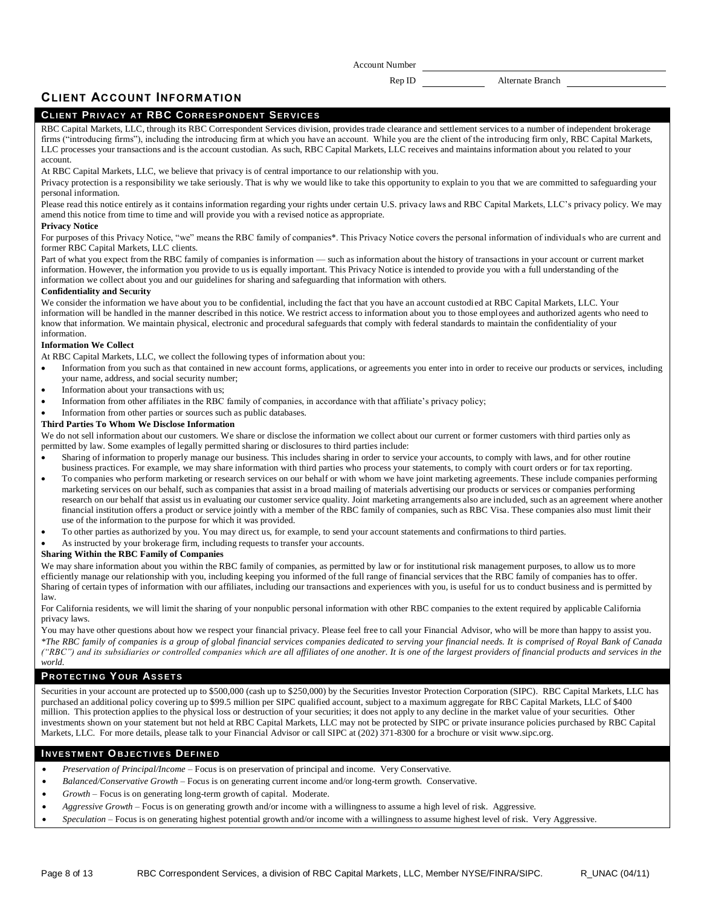Account Number ____________________

Rep ID ____________ Alternate Branch ____________

## CLIENT ACCOUNT INFORMATION

### CLIENT PRIVACY AT RBC CORRESPONDENT SERVICES

RBC Capital Markets, LLC, through its RBC Correspondent Services division, provides trade clearance and settlement services to a number of independent brokerage firms ("introducing firms"), including the introducing firm at which you have an account. While you are the client of the introducing firm only, RBC Capital Markets, LLC processes your transactions and is the account custodian. As such, RBC Capital Markets, LLC receives and maintains information about you related to your account.

At RBC Capital Markets, LLC, we believe that privacy is of central importance to our relationship with you.

Privacy protection is a responsibility we take seriously. That is why we would like to take this opportunity to explain to you that we are committed to safeguarding your personal information.

Please read this notice entirely as it contains information regarding your rights under certain U.S. privacy laws and RBC Capital Markets, LLC's privacy policy. We may amend this notice from time to time and will provide you with a revised notice as appropriate.

**Privacy Notice**

For purposes of this Privacy Notice, "we" means the RBC family of companies*. This Privacy Notice covers the personal information of individuals who are current and former RBC Capital Markets, LLC clients.

Part of what you expect from the RBC family of companies is information — such as information about the history of transactions in your account or current market information. However, the information you provide to us is equally important. This Privacy Notice is intended to provide you with a full understanding of the information we collect about you and our guidelines for sharing and safeguarding that information with others.

**Confidentiality and Security**

We consider the information we have about you to be confidential, including the fact that you have an account custodied at RBC Capital Markets, LLC. Your information will be handled in the manner described in this notice. We restrict access to information about you to those employees and authorized agents who need to know that information. We maintain physical, electronic and procedural safeguards that comply with federal standards to maintain the confidentiality of your information.

**Information We Collect**

At RBC Capital Markets, LLC, we collect the following types of information about you:

- Information from you such as that contained in new account forms, applications, or agreements you enter into in order to receive our products or services, including your name, address, and social security number;
- Information about your transactions with us;
- Information from other affiliates in the RBC family of companies, in accordance with that affiliate's privacy policy;
- Information from other parties or sources such as public databases.

**Third Parties To Whom We Disclose Information**

We do not sell information about our customers. We share or disclose the information we collect about our current or former customers with third parties only as permitted by law. Some examples of legally permitted sharing or disclosures to third parties include:

- Sharing of information to properly manage our business. This includes sharing in order to service your accounts, to comply with laws, and for other routine business practices. For example, we may share information with third parties who process your statements, to comply with court orders or for tax reporting.
- To companies who perform marketing or research services on our behalf or with whom we have joint marketing agreements. These include companies performing marketing services on our behalf, such as companies that assist in a broad mailing of materials advertising our products or services or companies performing research on our behalf that assist us in evaluating our customer service quality. Joint marketing arrangements also are included, such as an agreement where another financial institution offers a product or service jointly with a member of the RBC family of companies, such as RBC Visa. These companies also must limit their use of the information to the purpose for which it was provided.
- To other parties as authorized by you. You may direct us, for example, to send your account statements and confirmations to third parties.
- As instructed by your brokerage firm, including requests to transfer your accounts.

**Sharing Within the RBC Family of Companies**

We may share information about you within the RBC family of companies, as permitted by law or for institutional risk management purposes, to allow us to more efficiently manage our relationship with you, including keeping you informed of the full range of financial services that the RBC family of companies has to offer. Sharing of certain types of information with our affiliates, including our transactions and experiences with you, is useful for us to conduct business and is permitted by law.

For California residents, we will limit the sharing of your nonpublic personal information with other RBC companies to the extent required by applicable California privacy laws.

You may have other questions about how we respect your financial privacy. Please feel free to call your Financial Advisor, who will be more than happy to assist you.

*\*The RBC family of companies is a group of global financial services companies dedicated to serving your financial needs. It is comprised of Royal Bank of Canada ("RBC") and its subsidiaries or controlled companies which are all affiliates of one another. It is one of the largest providers of financial products and services in the world.*

### PROTECTING YOUR ASSETS

Securities in your account are protected up to $500,000 (cash up to $250,000) by the Securities Investor Protection Corporation (SIPC). RBC Capital Markets, LLC has purchased an additional policy covering up to $99.5 million per SIPC qualified account, subject to a maximum aggregate for RBC Capital Markets, LLC of $400 million. This protection applies to the physical loss or destruction of your securities; it does not apply to any decline in the market value of your securities. Other investments shown on your statement but not held at RBC Capital Markets, LLC may not be protected by SIPC or private insurance policies purchased by RBC Capital Markets, LLC. For more details, please talk to your Financial Advisor or call SIPC at (202) 371-8300 for a brochure or visit www.sipc.org.

### INVESTMENT OBJECTIVES DEFINED

- *Preservation of Principal/Income* – Focus is on preservation of principal and income. Very Conservative.
- *Balanced/Conservative Growth* – Focus is on generating current income and/or long-term growth. Conservative.
- *Growth* – Focus is on generating long-term growth of capital. Moderate.
- *Aggressive Growth* – Focus is on generating growth and/or income with a willingness to assume a high level of risk. Aggressive.
- *Speculation* – Focus is on generating highest potential growth and/or income with a willingness to assume highest level of risk. Very Aggressive.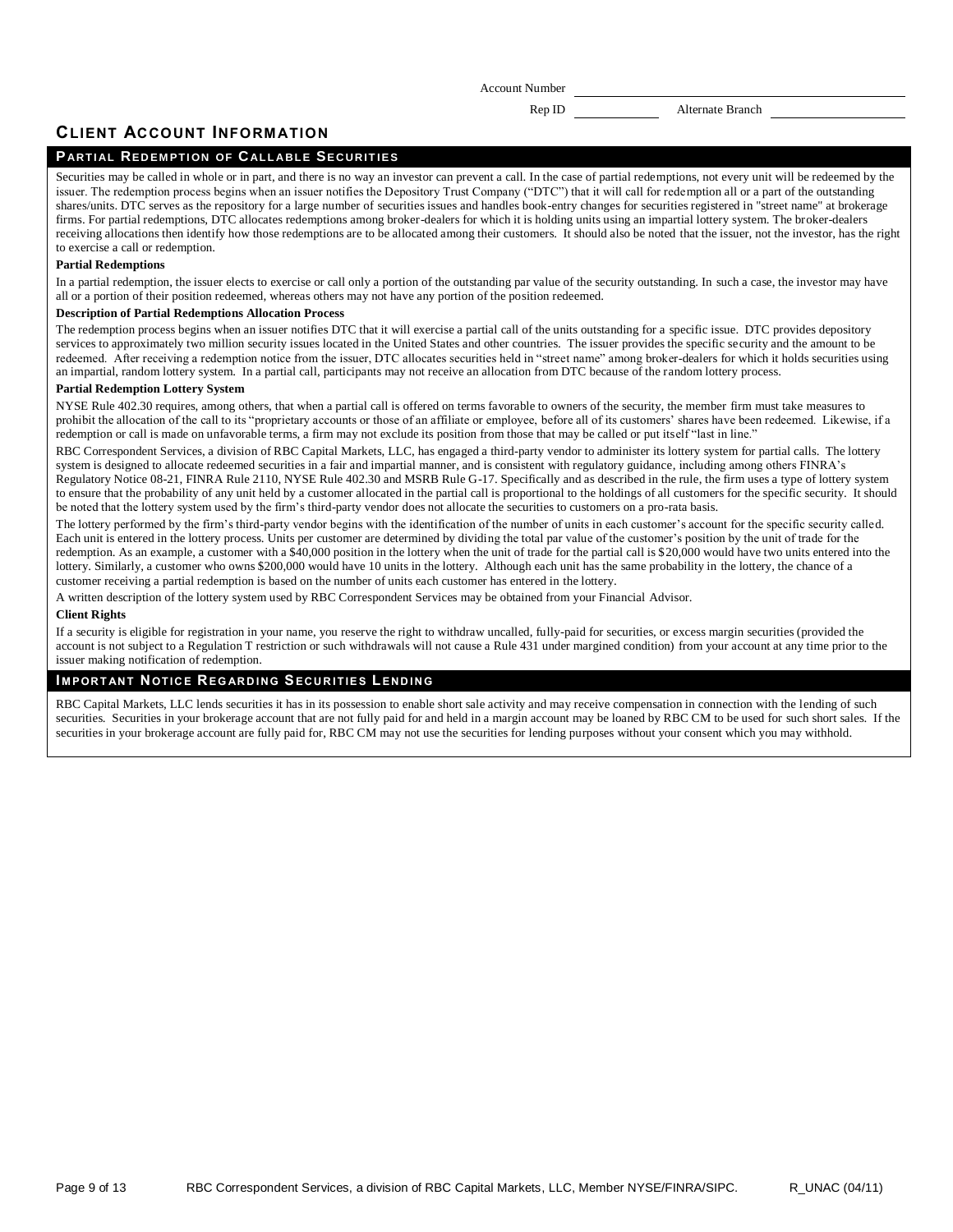Account Number ______________________

Rep ID ____________ Alternate Branch ______________

## Client Account Information

### Partial Redemption of Callable Securities

Securities may be called in whole or in part, and there is no way an investor can prevent a call. In the case of partial redemptions, not every unit will be redeemed by the issuer. The redemption process begins when an issuer notifies the Depository Trust Company ("DTC") that it will call for redemption all or a part of the outstanding shares/units. DTC serves as the repository for a large number of securities issues and handles book-entry changes for securities registered in "street name" at brokerage firms. For partial redemptions, DTC allocates redemptions among broker-dealers for which it is holding units using an impartial lottery system. The broker-dealers receiving allocations then identify how those redemptions are to be allocated among their customers. It should also be noted that the issuer, not the investor, has the right to exercise a call or redemption.

**Partial Redemptions**

In a partial redemption, the issuer elects to exercise or call only a portion of the outstanding par value of the security outstanding. In such a case, the investor may have all or a portion of their position redeemed, whereas others may not have any portion of the position redeemed.

**Description of Partial Redemptions Allocation Process**

The redemption process begins when an issuer notifies DTC that it will exercise a partial call of the units outstanding for a specific issue. DTC provides depository services to approximately two million security issues located in the United States and other countries. The issuer provides the specific security and the amount to be redeemed. After receiving a redemption notice from the issuer, DTC allocates securities held in "street name" among broker-dealers for which it holds securities using an impartial, random lottery system. In a partial call, participants may not receive an allocation from DTC because of the random lottery process.

**Partial Redemption Lottery System**

NYSE Rule 402.30 requires, among others, that when a partial call is offered on terms favorable to owners of the security, the member firm must take measures to prohibit the allocation of the call to its "proprietary accounts or those of an affiliate or employee, before all of its customers' shares have been redeemed. Likewise, if a redemption or call is made on unfavorable terms, a firm may not exclude its position from those that may be called or put itself "last in line."

RBC Correspondent Services, a division of RBC Capital Markets, LLC, has engaged a third-party vendor to administer its lottery system for partial calls. The lottery system is designed to allocate redeemed securities in a fair and impartial manner, and is consistent with regulatory guidance, including among others FINRA's Regulatory Notice 08-21, FINRA Rule 2110, NYSE Rule 402.30 and MSRB Rule G-17. Specifically and as described in the rule, the firm uses a type of lottery system to ensure that the probability of any unit held by a customer allocated in the partial call is proportional to the holdings of all customers for the specific security. It should be noted that the lottery system used by the firm's third-party vendor does not allocate the securities to customers on a pro-rata basis.

The lottery performed by the firm's third-party vendor begins with the identification of the number of units in each customer's account for the specific security called. Each unit is entered in the lottery process. Units per customer are determined by dividing the total par value of the customer's position by the unit of trade for the redemption. As an example, a customer with a $40,000 position in the lottery when the unit of trade for the partial call is $20,000 would have two units entered into the lottery. Similarly, a customer who owns $200,000 would have 10 units in the lottery. Although each unit has the same probability in the lottery, the chance of a customer receiving a partial redemption is based on the number of units each customer has entered in the lottery.

A written description of the lottery system used by RBC Correspondent Services may be obtained from your Financial Advisor.

**Client Rights**

If a security is eligible for registration in your name, you reserve the right to withdraw uncalled, fully-paid for securities, or excess margin securities (provided the account is not subject to a Regulation T restriction or such withdrawals will not cause a Rule 431 under margined condition) from your account at any time prior to the issuer making notification of redemption.

### Important Notice Regarding Securities Lending

RBC Capital Markets, LLC lends securities it has in its possession to enable short sale activity and may receive compensation in connection with the lending of such securities. Securities in your brokerage account that are not fully paid for and held in a margin account may be loaned by RBC CM to be used for such short sales. If the securities in your brokerage account are fully paid for, RBC CM may not use the securities for lending purposes without your consent which you may withhold.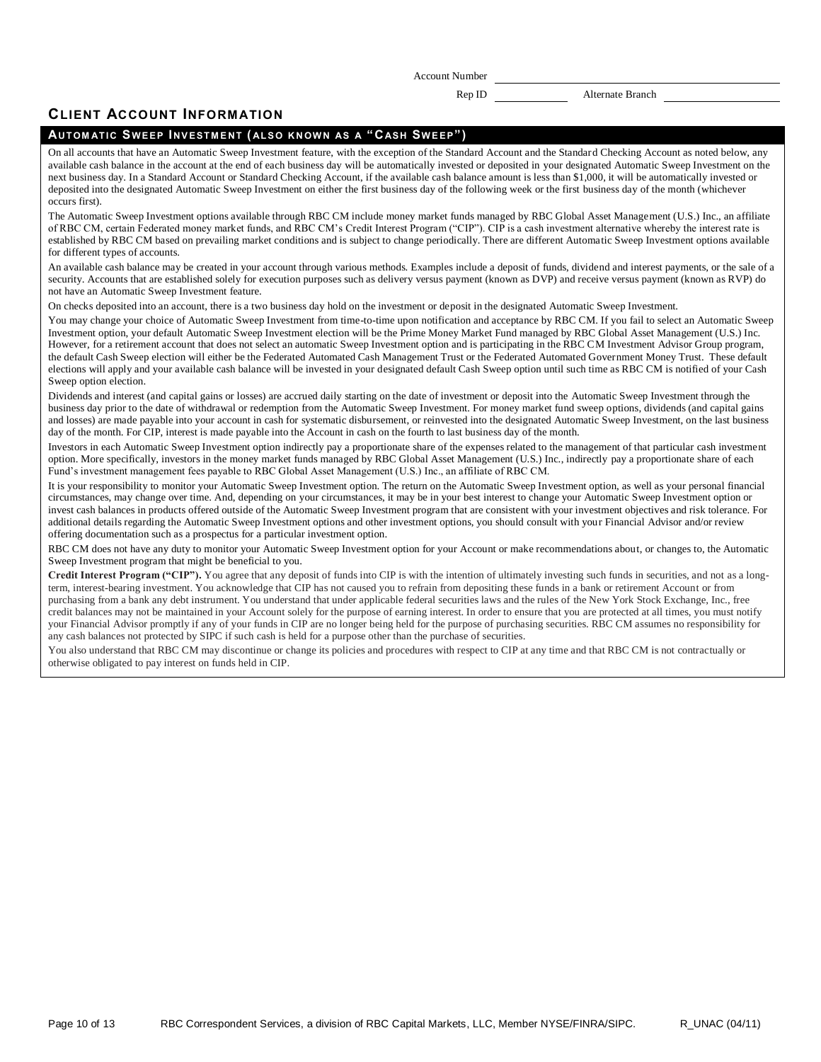Account Number ______________________

Rep ID __________ Alternate Branch __________

## CLIENT ACCOUNT INFORMATION

### AUTOMATIC SWEEP INVESTMENT (ALSO KNOWN AS A "CASH SWEEP")

On all accounts that have an Automatic Sweep Investment feature, with the exception of the Standard Account and the Standard Checking Account as noted below, any available cash balance in the account at the end of each business day will be automatically invested or deposited in your designated Automatic Sweep Investment on the next business day. In a Standard Account or Standard Checking Account, if the available cash balance amount is less than $1,000, it will be automatically invested or deposited into the designated Automatic Sweep Investment on either the first business day of the following week or the first business day of the month (whichever occurs first).

The Automatic Sweep Investment options available through RBC CM include money market funds managed by RBC Global Asset Management (U.S.) Inc., an affiliate of RBC CM, certain Federated money market funds, and RBC CM's Credit Interest Program ("CIP"). CIP is a cash investment alternative whereby the interest rate is established by RBC CM based on prevailing market conditions and is subject to change periodically. There are different Automatic Sweep Investment options available for different types of accounts.

An available cash balance may be created in your account through various methods. Examples include a deposit of funds, dividend and interest payments, or the sale of a security. Accounts that are established solely for execution purposes such as delivery versus payment (known as DVP) and receive versus payment (known as RVP) do not have an Automatic Sweep Investment feature.

On checks deposited into an account, there is a two business day hold on the investment or deposit in the designated Automatic Sweep Investment.

You may change your choice of Automatic Sweep Investment from time-to-time upon notification and acceptance by RBC CM. If you fail to select an Automatic Sweep Investment option, your default Automatic Sweep Investment election will be the Prime Money Market Fund managed by RBC Global Asset Management (U.S.) Inc. However, for a retirement account that does not select an automatic Sweep Investment option and is participating in the RBC CM Investment Advisor Group program, the default Cash Sweep election will either be the Federated Automated Cash Management Trust or the Federated Automated Government Money Trust. These default elections will apply and your available cash balance will be invested in your designated default Cash Sweep option until such time as RBC CM is notified of your Cash Sweep option election.

Dividends and interest (and capital gains or losses) are accrued daily starting on the date of investment or deposit into the Automatic Sweep Investment through the business day prior to the date of withdrawal or redemption from the Automatic Sweep Investment. For money market fund sweep options, dividends (and capital gains and losses) are made payable into your account in cash for systematic disbursement, or reinvested into the designated Automatic Sweep Investment, on the last business day of the month. For CIP, interest is made payable into the Account in cash on the fourth to last business day of the month.

Investors in each Automatic Sweep Investment option indirectly pay a proportionate share of the expenses related to the management of that particular cash investment option. More specifically, investors in the money market funds managed by RBC Global Asset Management (U.S.) Inc., indirectly pay a proportionate share of each Fund's investment management fees payable to RBC Global Asset Management (U.S.) Inc., an affiliate of RBC CM.

It is your responsibility to monitor your Automatic Sweep Investment option. The return on the Automatic Sweep Investment option, as well as your personal financial circumstances, may change over time. And, depending on your circumstances, it may be in your best interest to change your Automatic Sweep Investment option or invest cash balances in products offered outside of the Automatic Sweep Investment program that are consistent with your investment objectives and risk tolerance. For additional details regarding the Automatic Sweep Investment options and other investment options, you should consult with your Financial Advisor and/or review offering documentation such as a prospectus for a particular investment option.

RBC CM does not have any duty to monitor your Automatic Sweep Investment option for your Account or make recommendations about, or changes to, the Automatic Sweep Investment program that might be beneficial to you.

**Credit Interest Program ("CIP").** You agree that any deposit of funds into CIP is with the intention of ultimately investing such funds in securities, and not as a long-term, interest-bearing investment. You acknowledge that CIP has not caused you to refrain from depositing these funds in a bank or retirement Account or from purchasing from a bank any debt instrument. You understand that under applicable federal securities laws and the rules of the New York Stock Exchange, Inc., free credit balances may not be maintained in your Account solely for the purpose of earning interest. In order to ensure that you are protected at all times, you must notify your Financial Advisor promptly if any of your funds in CIP are no longer being held for the purpose of purchasing securities. RBC CM assumes no responsibility for any cash balances not protected by SIPC if such cash is held for a purpose other than the purchase of securities.

You also understand that RBC CM may discontinue or change its policies and procedures with respect to CIP at any time and that RBC CM is not contractually or otherwise obligated to pay interest on funds held in CIP.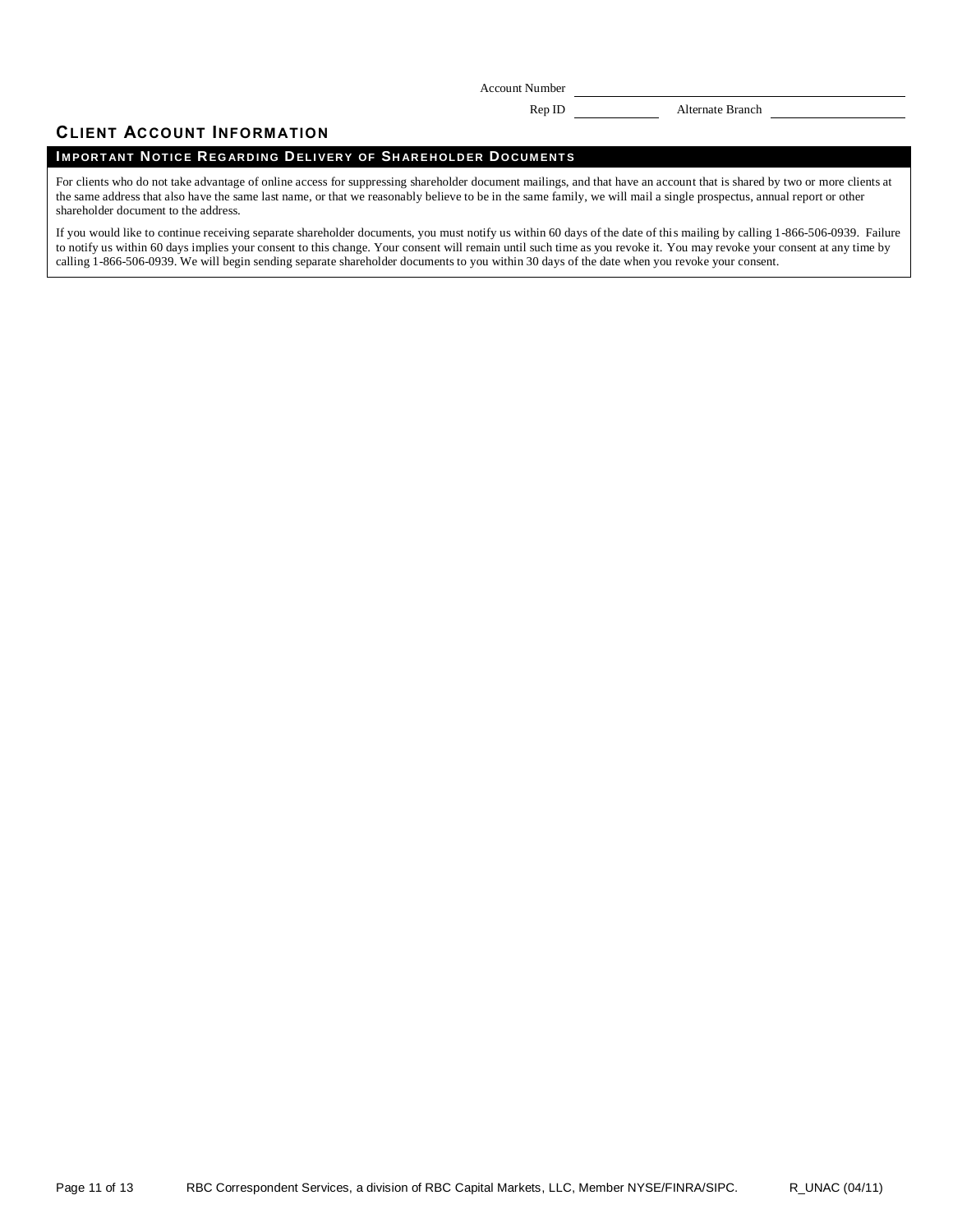Account Number ______________________

Rep ID __________ Alternate Branch __________

## CLIENT ACCOUNT INFORMATION

### IMPORTANT NOTICE REGARDING DELIVERY OF SHAREHOLDER DOCUMENTS

For clients who do not take advantage of online access for suppressing shareholder document mailings, and that have an account that is shared by two or more clients at the same address that also have the same last name, or that we reasonably believe to be in the same family, we will mail a single prospectus, annual report or other shareholder document to the address.

If you would like to continue receiving separate shareholder documents, you must notify us within 60 days of the date of this mailing by calling 1-866-506-0939. Failure to notify us within 60 days implies your consent to this change. Your consent will remain until such time as you revoke it. You may revoke your consent at any time by calling 1-866-506-0939. We will begin sending separate shareholder documents to you within 30 days of the date when you revoke your consent.

RBC Correspondent Services, a division of RBC Capital Markets, LLC, Member NYSE/FINRA/SIPC. R_UNAC (04/11)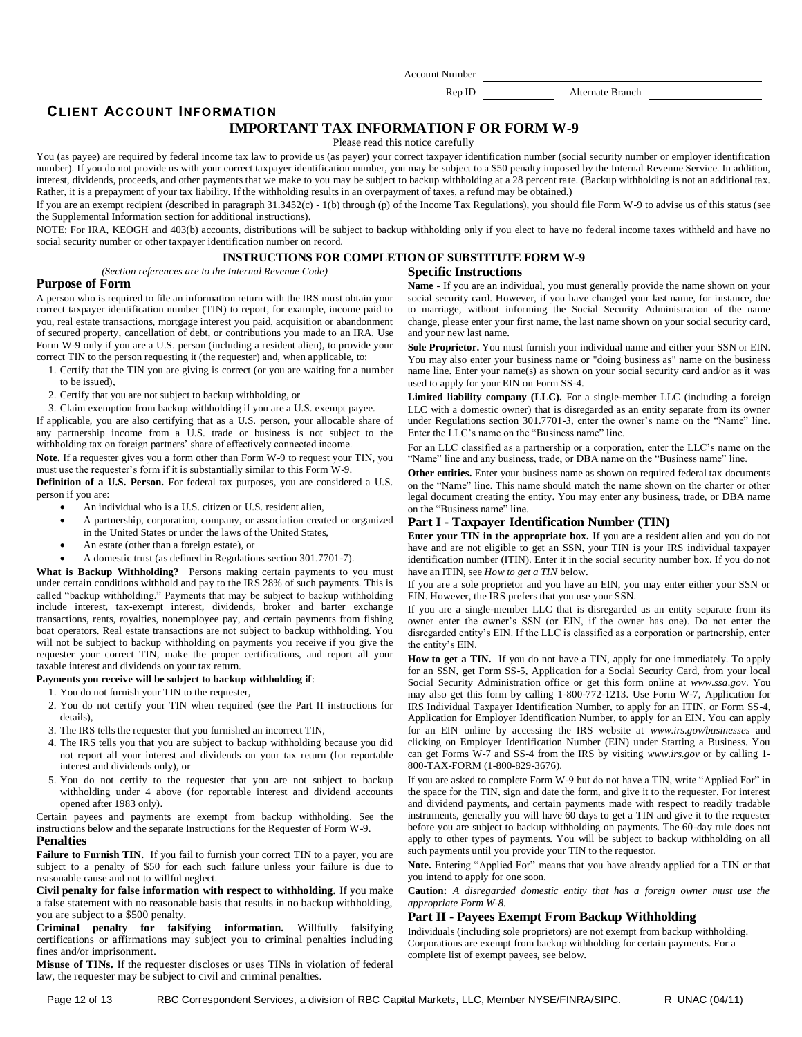Account Number ____________________

Rep ID __________ Alternate Branch ____________

## CLIENT ACCOUNT INFORMATION

# IMPORTANT TAX INFORMATION F OR FORM W-9

Please read this notice carefully

You (as payee) are required by federal income tax law to provide us (as payer) your correct taxpayer identification number (social security number or employer identification number). If you do not provide us with your correct taxpayer identification number, you may be subject to a $50 penalty imposed by the Internal Revenue Service. In addition, interest, dividends, proceeds, and other payments that we make to you may be subject to backup withholding at a 28 percent rate. (Backup withholding is not an additional tax. Rather, it is a prepayment of your tax liability. If the withholding results in an overpayment of taxes, a refund may be obtained.)

If you are an exempt recipient (described in paragraph 31.3452(c) - 1(b) through (p) of the Income Tax Regulations), you should file Form W-9 to advise us of this status (see the Supplemental Information section for additional instructions).

NOTE: For IRA, KEOGH and 403(b) accounts, distributions will be subject to backup withholding only if you elect to have no federal income taxes withheld and have no social security number or other taxpayer identification number on record.

## INSTRUCTIONS FOR COMPLETION OF SUBSTITUTE FORM W-9

*(Section references are to the Internal Revenue Code)*

### Purpose of Form

A person who is required to file an information return with the IRS must obtain your correct taxpayer identification number (TIN) to report, for example, income paid to you, real estate transactions, mortgage interest you paid, acquisition or abandonment of secured property, cancellation of debt, or contributions you made to an IRA. Use Form W-9 only if you are a U.S. person (including a resident alien), to provide your correct TIN to the person requesting it (the requester) and, when applicable, to:

1. Certify that the TIN you are giving is correct (or you are waiting for a number to be issued),
2. Certify that you are not subject to backup withholding, or
3. Claim exemption from backup withholding if you are a U.S. exempt payee.

If applicable, you are also certifying that as a U.S. person, your allocable share of any partnership income from a U.S. trade or business is not subject to the withholding tax on foreign partners' share of effectively connected income.

**Note.** If a requester gives you a form other than Form W-9 to request your TIN, you must use the requester's form if it is substantially similar to this Form W-9.

**Definition of a U.S. Person.** For federal tax purposes, you are considered a U.S. person if you are:

- An individual who is a U.S. citizen or U.S. resident alien,
- A partnership, corporation, company, or association created or organized in the United States or under the laws of the United States,
- An estate (other than a foreign estate), or
- A domestic trust (as defined in Regulations section 301.7701-7).

**What is Backup Withholding?** Persons making certain payments to you must under certain conditions withhold and pay to the IRS 28% of such payments. This is called "backup withholding." Payments that may be subject to backup withholding include interest, tax-exempt interest, dividends, broker and barter exchange transactions, rents, royalties, nonemployee pay, and certain payments from fishing boat operators. Real estate transactions are not subject to backup withholding. You will not be subject to backup withholding on payments you receive if you give the requester your correct TIN, make the proper certifications, and report all your taxable interest and dividends on your tax return.

**Payments you receive will be subject to backup withholding if**:

1. You do not furnish your TIN to the requester,
2. You do not certify your TIN when required (see the Part II instructions for details),
3. The IRS tells the requester that you furnished an incorrect TIN,
4. The IRS tells you that you are subject to backup withholding because you did not report all your interest and dividends on your tax return (for reportable interest and dividends only), or
5. You do not certify to the requester that you are not subject to backup withholding under 4 above (for reportable interest and dividend accounts opened after 1983 only).

Certain payees and payments are exempt from backup withholding. See the instructions below and the separate Instructions for the Requester of Form W-9.

### Penalties

**Failure to Furnish TIN.** If you fail to furnish your correct TIN to a payer, you are subject to a penalty of $50 for each such failure unless your failure is due to reasonable cause and not to willful neglect.

**Civil penalty for false information with respect to withholding.** If you make a false statement with no reasonable basis that results in no backup withholding, you are subject to a $500 penalty.

**Criminal penalty for falsifying information.** Willfully falsifying certifications or affirmations may subject you to criminal penalties including fines and/or imprisonment.

**Misuse of TINs.** If the requester discloses or uses TINs in violation of federal law, the requester may be subject to civil and criminal penalties.

### Specific Instructions

**Name -** If you are an individual, you must generally provide the name shown on your social security card. However, if you have changed your last name, for instance, due to marriage, without informing the Social Security Administration of the name change, please enter your first name, the last name shown on your social security card, and your new last name.

**Sole Proprietor.** You must furnish your individual name and either your SSN or EIN. You may also enter your business name or "doing business as" name on the business name line. Enter your name(s) as shown on your social security card and/or as it was used to apply for your EIN on Form SS-4.

**Limited liability company (LLC).** For a single-member LLC (including a foreign LLC with a domestic owner) that is disregarded as an entity separate from its owner under Regulations section 301.7701-3, enter the owner's name on the "Name" line. Enter the LLC's name on the "Business name" line.

For an LLC classified as a partnership or a corporation, enter the LLC's name on the "Name" line and any business, trade, or DBA name on the "Business name" line.

**Other entities.** Enter your business name as shown on required federal tax documents on the "Name" line. This name should match the name shown on the charter or other legal document creating the entity. You may enter any business, trade, or DBA name on the "Business name" line.

### Part I - Taxpayer Identification Number (TIN)

**Enter your TIN in the appropriate box.** If you are a resident alien and you do not have and are not eligible to get an SSN, your TIN is your IRS individual taxpayer identification number (ITIN). Enter it in the social security number box. If you do not have an ITIN, see *How to get a TIN* below.

If you are a sole proprietor and you have an EIN, you may enter either your SSN or EIN. However, the IRS prefers that you use your SSN.

If you are a single-member LLC that is disregarded as an entity separate from its owner enter the owner's SSN (or EIN, if the owner has one). Do not enter the disregarded entity's EIN. If the LLC is classified as a corporation or partnership, enter the entity's EIN.

**How to get a TIN.** If you do not have a TIN, apply for one immediately. To apply for an SSN, get Form SS-5, Application for a Social Security Card, from your local Social Security Administration office or get this form online at *www.ssa.gov*. You may also get this form by calling 1-800-772-1213. Use Form W-7, Application for IRS Individual Taxpayer Identification Number, to apply for an ITIN, or Form SS-4, Application for Employer Identification Number, to apply for an EIN. You can apply for an EIN online by accessing the IRS website at *www.irs.gov/businesses* and clicking on Employer Identification Number (EIN) under Starting a Business. You can get Forms W-7 and SS-4 from the IRS by visiting *www.irs.gov* or by calling 1-800-TAX-FORM (1-800-829-3676).

If you are asked to complete Form W-9 but do not have a TIN, write "Applied For" in the space for the TIN, sign and date the form, and give it to the requester. For interest and dividend payments, and certain payments made with respect to readily tradable instruments, generally you will have 60 days to get a TIN and give it to the requester before you are subject to backup withholding on payments. The 60-day rule does not apply to other types of payments. You will be subject to backup withholding on all such payments until you provide your TIN to the requestor.

**Note.** Entering "Applied For" means that you have already applied for a TIN or that you intend to apply for one soon.

**Caution:** *A disregarded domestic entity that has a foreign owner must use the appropriate Form W-8.*

### Part II - Payees Exempt From Backup Withholding

Individuals (including sole proprietors) are not exempt from backup withholding. Corporations are exempt from backup withholding for certain payments. For a complete list of exempt payees, see below.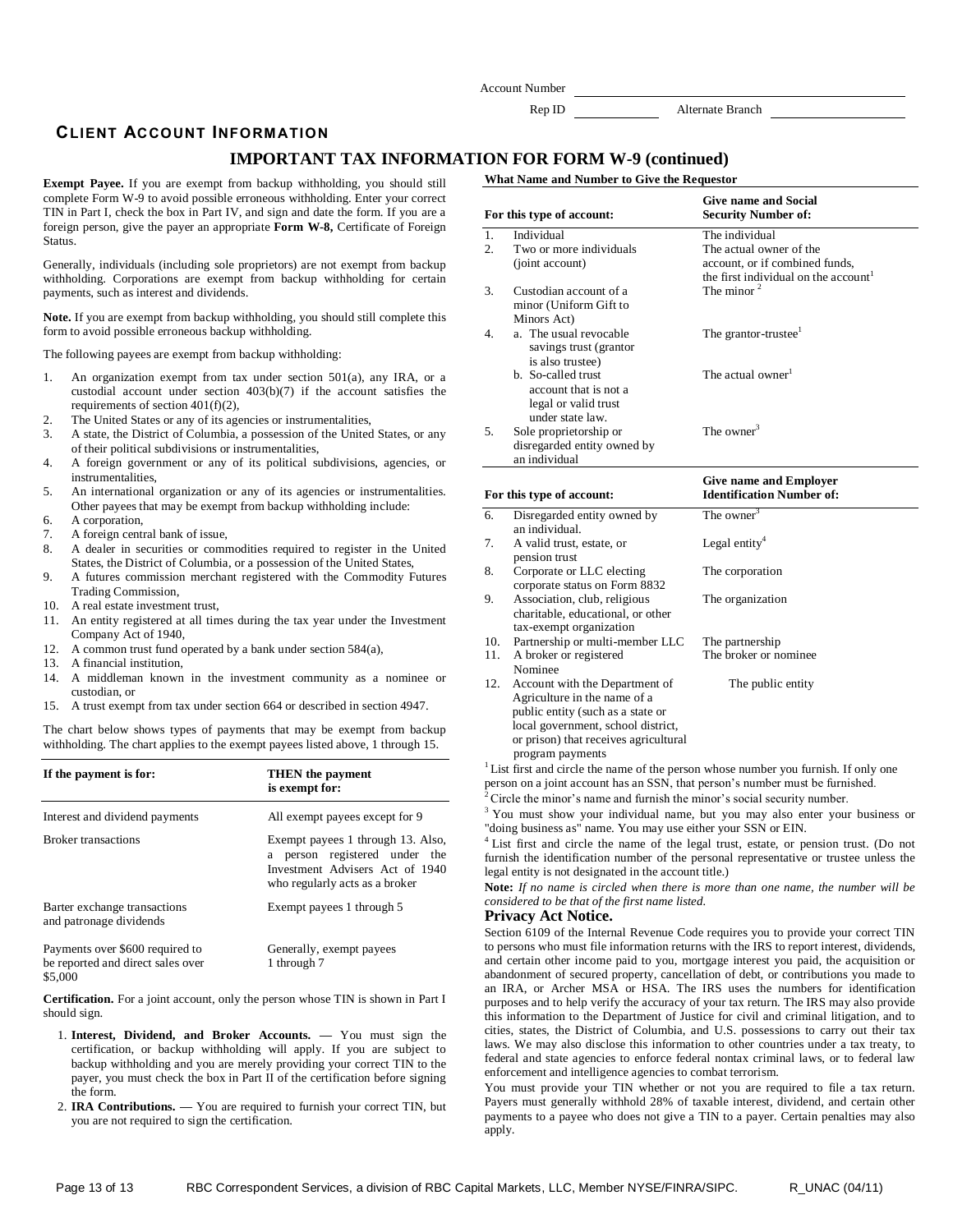Account Number

Rep ID Alternate Branch

## CLIENT ACCOUNT INFORMATION

# IMPORTANT TAX INFORMATION FOR FORM W-9 (continued)

**Exempt Payee.** If you are exempt from backup withholding, you should still complete Form W-9 to avoid possible erroneous withholding. Enter your correct TIN in Part I, check the box in Part IV, and sign and date the form. If you are a foreign person, give the payer an appropriate **Form W-8,** Certificate of Foreign Status.

Generally, individuals (including sole proprietors) are not exempt from backup withholding. Corporations are exempt from backup withholding for certain payments, such as interest and dividends.

**Note.** If you are exempt from backup withholding, you should still complete this form to avoid possible erroneous backup withholding.

The following payees are exempt from backup withholding:

1. An organization exempt from tax under section 501(a), any IRA, or a custodial account under section 403(b)(7) if the account satisfies the requirements of section 401(f)(2),
2. The United States or any of its agencies or instrumentalities,
3. A state, the District of Columbia, a possession of the United States, or any of their political subdivisions or instrumentalities,
4. A foreign government or any of its political subdivisions, agencies, or instrumentalities,
5. An international organization or any of its agencies or instrumentalities. Other payees that may be exempt from backup withholding include:
6. A corporation,
7. A foreign central bank of issue,
8. A dealer in securities or commodities required to register in the United States, the District of Columbia, or a possession of the United States,
9. A futures commission merchant registered with the Commodity Futures Trading Commission,
10. A real estate investment trust,
11. An entity registered at all times during the tax year under the Investment Company Act of 1940,
12. A common trust fund operated by a bank under section 584(a),
13. A financial institution,
14. A middleman known in the investment community as a nominee or custodian, or
15. A trust exempt from tax under section 664 or described in section 4947.

The chart below shows types of payments that may be exempt from backup withholding. The chart applies to the exempt payees listed above, 1 through 15.

| If the payment is for: | THEN the payment is exempt for: |
|---|---|
| Interest and dividend payments | All exempt payees except for 9 |
| Broker transactions | Exempt payees 1 through 13. Also, a person registered under the Investment Advisers Act of 1940 who regularly acts as a broker |
| Barter exchange transactions and patronage dividends | Exempt payees 1 through 5 |
| Payments over $600 required to be reported and direct sales over $5,000 | Generally, exempt payees 1 through 7 |

**Certification.** For a joint account, only the person whose TIN is shown in Part I should sign.

1. **Interest, Dividend, and Broker Accounts. —** You must sign the certification, or backup withholding will apply. If you are subject to backup withholding and you are merely providing your correct TIN to the payer, you must check the box in Part II of the certification before signing the form.
2. **IRA Contributions. —** You are required to furnish your correct TIN, but you are not required to sign the certification.

**What Name and Number to Give the Requestor**

| For this type of account: | Give name and Social Security Number of: |
|---|---|
| 1. Individual | The individual |
| 2. Two or more individuals (joint account) | The actual owner of the account, or if combined funds, the first individual on the account[1] |
| 3. Custodian account of a minor (Uniform Gift to Minors Act) | The minor [2] |
| 4. a. The usual revocable savings trust (grantor is also trustee) | The grantor-trustee[1] |
| b. So-called trust account that is not a legal or valid trust under state law. | The actual owner[1] |
| 5. Sole proprietorship or disregarded entity owned by an individual | The owner[3] |

| For this type of account: | Give name and Employer Identification Number of: |
|---|---|
| 6. Disregarded entity owned by an individual. | The owner[3] |
| 7. A valid trust, estate, or pension trust | Legal entity[4] |
| 8. Corporate or LLC electing corporate status on Form 8832 | The corporation |
| 9. Association, club, religious charitable, educational, or other tax-exempt organization | The organization |
| 10. Partnership or multi-member LLC | The partnership |
| 11. A broker or registered Nominee | The broker or nominee |
| 12. Account with the Department of Agriculture in the name of a public entity (such as a state or local government, school district, or prison) that receives agricultural program payments | The public entity |

[1] List first and circle the name of the person whose number you furnish. If only one person on a joint account has an SSN, that person's number must be furnished.

[2] Circle the minor's name and furnish the minor's social security number.

[3] You must show your individual name, but you may also enter your business or "doing business as" name. You may use either your SSN or EIN.

[4] List first and circle the name of the legal trust, estate, or pension trust. (Do not furnish the identification number of the personal representative or trustee unless the legal entity is not designated in the account title.)

**Note:** *If no name is circled when there is more than one name, the number will be considered to be that of the first name listed.*

### Privacy Act Notice.

Section 6109 of the Internal Revenue Code requires you to provide your correct TIN to persons who must file information returns with the IRS to report interest, dividends, and certain other income paid to you, mortgage interest you paid, the acquisition or abandonment of secured property, cancellation of debt, or contributions you made to an IRA, or Archer MSA or HSA. The IRS uses the numbers for identification purposes and to help verify the accuracy of your tax return. The IRS may also provide this information to the Department of Justice for civil and criminal litigation, and to cities, states, the District of Columbia, and U.S. possessions to carry out their tax laws. We may also disclose this information to other countries under a tax treaty, to federal and state agencies to enforce federal nontax criminal laws, or to federal law enforcement and intelligence agencies to combat terrorism.

You must provide your TIN whether or not you are required to file a tax return. Payers must generally withhold 28% of taxable interest, dividend, and certain other payments to a payee who does not give a TIN to a payer. Certain penalties may also apply.

RBC Correspondent Services, a division of RBC Capital Markets, LLC, Member NYSE/FINRA/SIPC. R_UNAC (04/11)